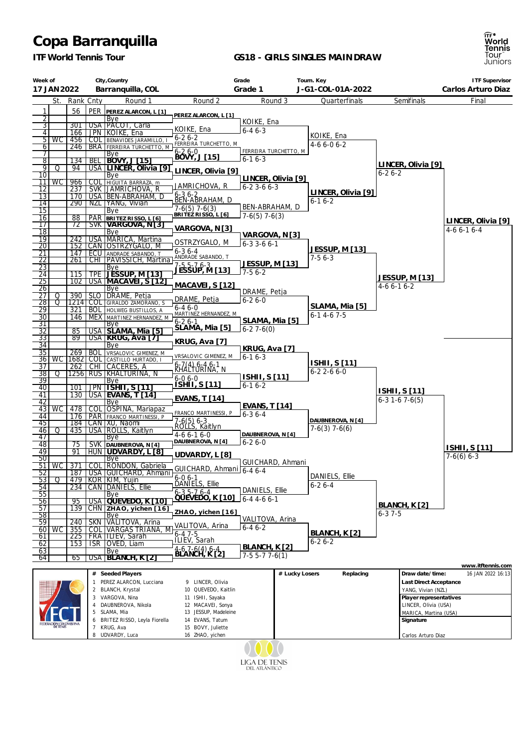# Copa Barranquilla

**ITF World Tennis Tour**

**GS18 - GIRLS SINGLES MAIN DRAW**

| Week of | City,Country | Grade | Tourn. Key | ITF Supervisor |
|---|---|---|---|---|
| 17 JAN 2022 | Barranquilla, COL | Grade 1 | J-G1-COL-01A-2022 | Carlos Arturo Diaz |

| # | St. | Rank | Cnty | Round 1 | Round 2 | Round 3 | Quarterfinals | Semifinals | Final |
|---|---|---|---|---|---|---|---|---|---|
| 1 | | 56 | PER | PEREZ ALARCON, L [1] | PEREZ ALARCON, L [1] | | | | |
| 2 | | | | Bye | | KOIKE, Ena | | | |
| 3 | | 301 | USA | PACOT, Carla | KOIKE, Ena | 6-4 6-3 | | | |
| 4 | | 166 | JPN | KOIKE, Ena | 6-2 6-2 | | KOIKE, Ena | | |
| 5 | WC | 456 | COL | BENAVIDES JARAMILLO, I | FERREIRA TURCHETTO, M | | 4-6 6-0 6-2 | | |
| 6 | | 246 | BRA | FERREIRA TURCHETTO, M | 6-2 6-0 | FERREIRA TURCHETTO, M | | | |
| 7 | | | | Bye | BOVY, J [15] | 6-1 6-3 | | | |
| 8 | | 134 | BEL | BOVY, J [15] | | | | LINCER, Olivia [9] | |
| 9 | Q | 94 | USA | LINCER, Olivia [9] | LINCER, Olivia [9] | | | 6-2 6-2 | |
| 10 | | | | Bye | | LINCER, Olivia [9] | | | |
| 11 | WC | 966 | COL | HIGUITA BARRAZA, m | JAMRICHOVA, R | 6-2 3-6 6-3 | | | |
| 12 | | 237 | SVK | JAMRICHOVA, R | 6-3 6-2 | | LINCER, Olivia [9] | | |
| 13 | | 170 | USA | BEN-ABRAHAM, D | BEN-ABRAHAM, D | | 6-1 6-2 | | |
| 14 | | 290 | NZL | YANG, Vivian | 7-6(5) 7-6(3) | BEN-ABRAHAM, D | | | |
| 15 | | | | Bye | BRITEZ RISSO, L [6] | 7-6(5) 7-6(3) | | | |
| 16 | | 88 | PAR | BRITEZ RISSO, L [6] | | | | | LINCER, Olivia [9] |
| 17 | | 72 | SVK | VARGOVA, N [3] | VARGOVA, N [3] | | | | 4-6 6-1 6-4 |
| 18 | | | | Bye | | VARGOVA, N [3] | | | |
| 19 | | 242 | USA | MARICA, Martina | OSTRZYGALO, M | 6-3 3-6 6-1 | | | |
| 20 | | 152 | CAN | OSTRZYGALO, M | 6-3 6-4 | | JESSUP, M [13] | | |
| 21 | | 147 | ECU | ANDRADE SABANDO, T | ANDRADE SABANDO, T | | 7-5 6-3 | | |
| 22 | | 261 | CHI | PAVISSICH, Martina | 7-5 5-7 6-3 | JESSUP, M [13] | | | |
| 23 | | | | Bye | JESSUP, M [13] | 7-5 6-2 | | | |
| 24 | | 115 | TPE | JESSUP, M [13] | | | | JESSUP, M [13] | |
| 25 | | 102 | USA | MACAVEI, S [12] | MACAVEI, S [12] | | | 4-6 6-1 6-2 | |
| 26 | | | | Bye | | DRAME, Petja | | | |
| 27 | Q | 390 | SLO | DRAME, Petja | DRAME, Petja | 6-2 6-0 | | | |
| 28 | Q | 1214 | COL | GIRALDO ZAMORANO, S | 6-4 6-0 | | SLAMA, Mia [5] | | |
| 29 | | 321 | BOL | HOLWEG BUSTILLOS, A | MARTINEZ HERNANDEZ, M | | 6-1 4-6 7-5 | | |
| 30 | | 146 | MEX | MARTINEZ HERNANDEZ, M | 6-2 6-1 | SLAMA, Mia [5] | | | |
| 31 | | | | Bye | SLAMA, Mia [5] | 6-2 7-6(0) | | | |
| 32 | | 85 | USA | SLAMA, Mia [5] | | | | | |
| 33 | | 89 | USA | KRUG, Ava [7] | KRUG, Ava [7] | | | | |
| 34 | | | | Bye | | KRUG, Ava [7] | | | |
| 35 | | 269 | BOL | VRSALOVIC GIMENEZ, M | VRSALOVIC GIMENEZ, M | 6-1 6-3 | | | |
| 36 | WC | 1682 | COL | CASTILLO HURTADO, I | 6-7(4) 6-4 6-1 | | ISHII, S [11] | | |
| 37 | | 262 | CHI | CACERES, A | KHALTURINA, N | | 6-2 2-6 6-0 | | |
| 38 | Q | 1256 | RUS | KHALTURINA, N | 6-0 6-0 | ISHII, S [11] | | | |
| 39 | | | | Bye | ISHII, S [11] | 6-1 6-2 | | | |
| 40 | | 101 | JPN | ISHII, S [11] | | | | ISHII, S [11] | |
| 41 | | 130 | USA | EVANS, T [14] | EVANS, T [14] | | | 6-3 1-6 7-6(5) | |
| 42 | | | | Bye | | EVANS, T [14] | | | |
| 43 | WC | 478 | COL | OSPINA, Mariapaz | FRANCO MARTINESSI, P | 6-3 6-4 | | | |
| 44 | | 176 | PAR | FRANCO MARTINESSI, P | 7-6(5) 6-3 | | DAUBNEROVA, N [4] | | |
| 45 | | 184 | CAN | XU, Naomi | ROLLS, Kaitlyn | | 7-6(3) 7-6(6) | | |
| 46 | Q | 435 | USA | ROLLS, Kaitlyn | 4-6 6-1 6-0 | DAUBNEROVA, N [4] | | | |
| 47 | | | | Bye | DAUBNEROVA, N [4] | 6-2 6-0 | | | |
| 48 | | 75 | SVK | DAUBNEROVA, N [4] | | | | | ISHII, S [11] |
| 49 | | 91 | HUN | UDVARDY, L [8] | UDVARDY, L [8] | | | | 7-6(6) 6-3 |
| 50 | | | | Bye | | GUICHARD, Ahmani | | | |
| 51 | WC | 371 | COL | RONDON, Gabriela | GUICHARD, Ahmani | 6-4 6-4 | | | |
| 52 | | 187 | USA | GUICHARD, Ahmani | 6-0 6-1 | | DANIELS, Ellie | | |
| 53 | Q | 479 | KOR | KIM, Yujin | DANIELS, Ellie | | 6-2 6-4 | | |
| 54 | | 234 | CAN | DANIELS, Ellie | 6-3 5-7 6-4 | DANIELS, Ellie | | | |
| 55 | | | | Bye | QUEVEDO, K [10] | 6-4 4-6 6-1 | | | |
| 56 | | 95 | USA | QUEVEDO, K [10] | | | | BLANCH, K [2] | |
| 57 | | 139 | CHN | ZHAO, yichen [16] | ZHAO, yichen [16] | | | 6-3 7-5 | |
| 58 | | | | Bye | | VALITOVA, Arina | | | |
| 59 | | 240 | SKN | VALITOVA, Arina | VALITOVA, Arina | 6-4 6-2 | | | |
| 60 | WC | 355 | COL | VARGAS TRIANA, M | 6-4 7-5 | | BLANCH, K [2] | | |
| 61 | | 225 | FRA | ILIEV, Sarah | ILIEV, Sarah | | 6-2 6-2 | | |
| 62 | | 153 | ISR | OVED, Liam | 4-6 7-6(4) 6-4 | BLANCH, K [2] | | | |
| 63 | | | | Bye | BLANCH, K [2] | 7-5 5-7 7-6(1) | | | |
| 64 | | 65 | USA | BLANCH, K [2] | | | | | |

www.itftennis.com

| # | Seeded Players | # | Seeded Players |
|---|---|---|---|
| 1 | PEREZ ALARCON, Lucciana | 9 | LINCER, Olivia |
| 2 | BLANCH, Krystal | 10 | QUEVEDO, Kaitlin |
| 3 | VARGOVA, Nina | 11 | ISHII, Sayaka |
| 4 | DAUBNEROVA, Nikola | 12 | MACAVEI, Sonya |
| 5 | SLAMA, Mia | 13 | JESSUP, Madeleine |
| 6 | BRITEZ RISSO, Leyla Fiorella | 14 | EVANS, Tatum |
| 7 | KRUG, Ava | 15 | BOVY, Juliette |
| 8 | UDVARDY, Luca | 16 | ZHAO, yichen |

| # Lucky Losers | Replacing |
|---|---|
| | |

**Draw date/time:** 16 JAN 2022 16:13

**Last Direct Acceptance**
YANG, Vivian (NZL)

**Player representatives**
LINCER, Olivia (USA)
MARICA, Martina (USA)

**Signature**
Carlos Arturo Diaz

LIGA DE TENIS DEL ATLÁNTICO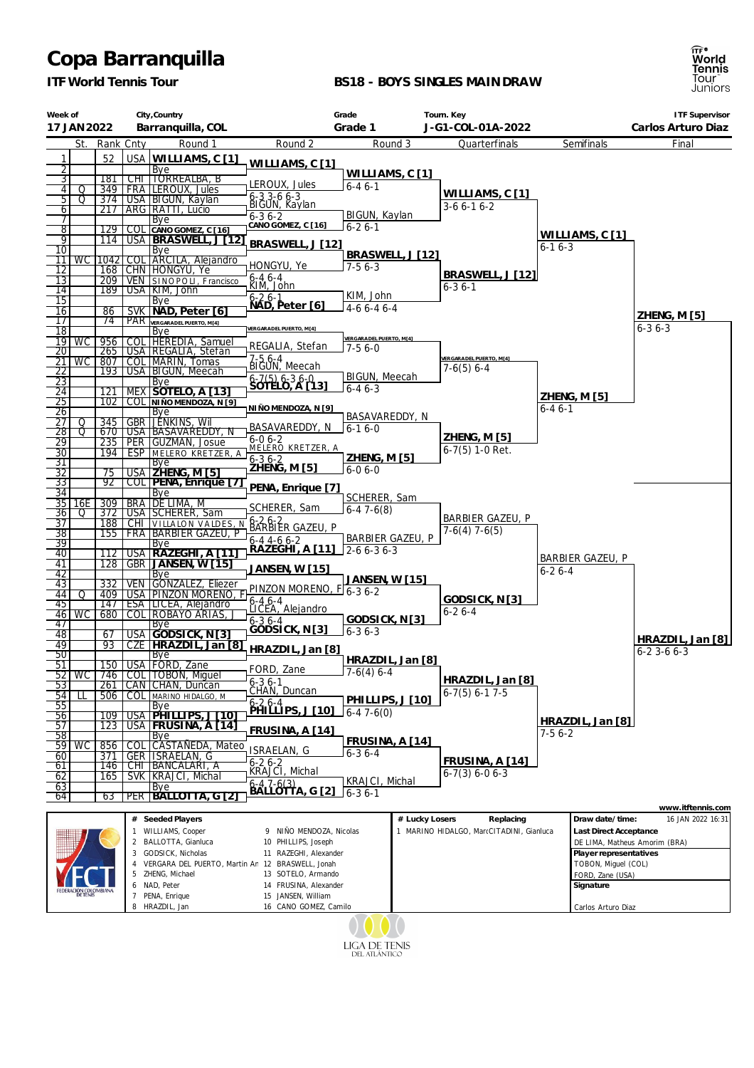# Copa Barranquilla

**ITF World Tennis Tour**

**BS18 - BOYS SINGLES MAIN DRAW**

| Week of | City,Country | Grade | Tourn. Key | ITF Supervisor |
|---|---|---|---|---|
| 17 JAN 2022 | Barranquilla, COL | Grade 1 | J-G1-COL-01A-2022 | Carlos Arturo Diaz |

| | St. | Rank | Cnty | Round 1 | Round 2 | Round 3 | Quarterfinals | Semifinals | Final |
|---|---|---|---|---|---|---|---|---|---|
| 1 | | 52 | USA | **WILLIAMS, C [1]** | **WILLIAMS, C [1]** | | | | |
| 2 | | | | Bye | | **WILLIAMS, C [1]** 6-4 6-1 | | | |
| 3 | | 181 | CHI | TORREALBA, B | LEROUX, Jules 6-3 3-6 6-3 | | | | |
| 4 | Q | 349 | FRA | LEROUX, Jules | | | **WILLIAMS, C [1]** 3-6 6-1 6-2 | | |
| 5 | Q | 374 | USA | BIGUN, Kaylan | BIGUN, Kaylan 6-3 6-2 | | | | |
| 6 | | 217 | ARG | RATTI, Lucio | | BIGUN, Kaylan 6-2 6-1 | | | |
| 7 | | | | Bye | CANO GOMEZ, C [16] | | | | |
| 8 | | 129 | COL | CANO GOMEZ, C [16] | | | | **WILLIAMS, C [1]** 6-1 6-3 | |
| 9 | | 114 | USA | **BRASWELL, J [12]** | **BRASWELL, J [12]** | | | | |
| 10 | | | | Bye | | **BRASWELL, J [12]** 7-5 6-3 | | | |
| 11 | WC | 1042 | COL | ARCILA, Alejandro | HONGYU, Ye 6-4 6-4 | | | | |
| 12 | | 168 | CHN | HONGYU, Ye | | | **BRASWELL, J [12]** 6-3 6-1 | | |
| 13 | | 209 | VEN | SINOPOLI, Francisco | KIM, John 6-2 6-1 | | | | |
| 14 | | 189 | USA | KIM, John | | KIM, John 4-6 6-4 6-4 | | | |
| 15 | | | | Bye | **NAD, Peter [6]** | | | | |
| 16 | | 86 | SVK | **NAD, Peter [6]** | | | | | **ZHENG, M [5]** 6-3 6-3 |
| 17 | | 74 | PAR | VERGARA DEL PUERTO, M[4] | VERGARA DEL PUERTO, M[4] | | | | |
| 18 | | | | Bye | | VERGARA DEL PUERTO, M[4] 7-5 6-0 | | | |
| 19 | WC | 956 | COL | HEREDIA, Samuel | REGALIA, Stefan 7-5 6-4 | | | | |
| 20 | | 265 | USA | REGALIA, Stefan | | | VERGARA DEL PUERTO, M[4] 7-6(5) 6-4 | | |
| 21 | WC | 807 | COL | MARIN, Tomas | BIGUN, Meecah 6-7(5) 6-3 6-0 | | | | |
| 22 | | 193 | USA | BIGUN, Meecah | | BIGUN, Meecah 6-4 6-3 | | | |
| 23 | | | | Bye | **SOTELO, A [13]** | | | | |
| 24 | | 121 | MEX | **SOTELO, A [13]** | | | | **ZHENG, M [5]** 6-4 6-1 | |
| 25 | | 102 | COL | NIÑO MENDOZA, N [9] | NIÑO MENDOZA, N [9] | | | | |
| 26 | | | | Bye | | BASAVAREDDY, N 6-1 6-0 | | | |
| 27 | Q | 345 | GBR | JENKINS, Wil | BASAVAREDDY, N 6-0 6-2 | | | | |
| 28 | Q | 670 | USA | BASAVAREDDY, N | | | **ZHENG, M [5]** 6-7(5) 1-0 Ret. | | |
| 29 | | 235 | PER | GUZMAN, Josue | MELERO KRETZER, A 6-3 6-2 | | | | |
| 30 | | 194 | ESP | MELERO KRETZER, A | | **ZHENG, M [5]** 6-0 6-0 | | | |
| 31 | | | | Bye | **ZHENG, M [5]** | | | | |
| 32 | | 75 | USA | **ZHENG, M [5]** | | | | | |
| 33 | | 92 | COL | **PENA, Enrique [7]** | **PENA, Enrique [7]** | | | | |
| 34 | | | | Bye | | SCHERER, Sam 6-4 7-6(8) | | | |
| 35 | 16E | 309 | BRA | DE LIMA, M | SCHERER, Sam 6-2 6-2 | | | | |
| 36 | Q | 372 | USA | SCHERER, Sam | | | BARBIER GAZEU, P 7-6(4) 7-6(5) | | |
| 37 | | 188 | CHI | VILLALON VALDES, N | BARBIER GAZEU, P 6-4 4-6 6-2 | | | | |
| 38 | | 155 | FRA | BARBIER GAZEU, P | | BARBIER GAZEU, P 2-6 6-3 6-3 | | | |
| 39 | | | | Bye | **RAZEGHI, A [11]** | | | | |
| 40 | | 112 | USA | **RAZEGHI, A [11]** | | | | BARBIER GAZEU, P 6-2 6-4 | |
| 41 | | 128 | GBR | **JANSEN, W [15]** | **JANSEN, W [15]** | | | | |
| 42 | | | | Bye | | **JANSEN, W [15]** 6-3 6-2 | | | |
| 43 | | 332 | VEN | GONZALEZ, Eliezer | PINZON MORENO, F 6-4 6-4 | | | | |
| 44 | Q | 409 | USA | PINZON MORENO, F | | | **GODSICK, N [3]** 6-2 6-4 | | |
| 45 | | 147 | ESA | LICEA, Alejandro | LICEA, Alejandro 6-3 6-4 | | | | |
| 46 | WC | 680 | COL | ROBAYO ARIAS, J | | **GODSICK, N [3]** 6-3 6-3 | | | |
| 47 | | | | Bye | **GODSICK, N [3]** | | | | |
| 48 | | 67 | USA | **GODSICK, N [3]** | | | | | **HRAZDIL, Jan [8]** 6-2 3-6 6-3 |
| 49 | | 93 | CZE | **HRAZDIL, Jan [8]** | **HRAZDIL, Jan [8]** | | | | |
| 50 | | | | Bye | | **HRAZDIL, Jan [8]** 7-6(4) 6-4 | | | |
| 51 | | 150 | USA | FORD, Zane | FORD, Zane 6-3 6-1 | | | | |
| 52 | WC | 746 | COL | TOBON, Miguel | | | **HRAZDIL, Jan [8]** 6-7(5) 6-1 7-5 | | |
| 53 | | 261 | CAN | CHAN, Duncan | CHAN, Duncan 6-2 6-4 | | | | |
| 54 | LL | 506 | COL | MARINO HIDALGO, M | | **PHILLIPS, J [10]** 6-4 7-6(0) | | | |
| 55 | | | | Bye | **PHILLIPS, J [10]** | | | | |
| 56 | | 109 | USA | **PHILLIPS, J [10]** | | | | **HRAZDIL, Jan [8]** 7-5 6-2 | |
| 57 | | 123 | USA | **FRUSINA, A [14]** | **FRUSINA, A [14]** | | | | |
| 58 | | | | Bye | | **FRUSINA, A [14]** 6-3 6-4 | | | |
| 59 | WC | 856 | COL | CASTAÑEDA, Mateo | ISRAELAN, G 6-2 6-2 | | | | |
| 60 | | 371 | GER | ISRAELAN, G | | | **FRUSINA, A [14]** 6-7(3) 6-0 6-3 | | |
| 61 | | 146 | CHI | BANCALARI, A | KRAJCI, Michal 6-4 7-6(3) | | | | |
| 62 | | 165 | SVK | KRAJCI, Michal | | KRAJCI, Michal 6-3 6-1 | | | |
| 63 | | | | Bye | **BALLOTTA, G [2]** | | | | |
| 64 | | 63 | PER | **BALLOTTA, G [2]** | | | | | |

www.itftennis.com

| # | Seeded Players | # | Seeded Players |
|---|---|---|---|
| 1 | WILLIAMS, Cooper | 9 | NIÑO MENDOZA, Nicolas |
| 2 | BALLOTTA, Gianluca | 10 | PHILLIPS, Joseph |
| 3 | GODSICK, Nicholas | 11 | RAZEGHI, Alexander |
| 4 | VERGARA DEL PUERTO, Martin Ar | 12 | BRASWELL, Jonah |
| 5 | ZHENG, Michael | 13 | SOTELO, Armando |
| 6 | NAD, Peter | 14 | FRUSINA, Alexander |
| 7 | PENA, Enrique | 15 | JANSEN, William |
| 8 | HRAZDIL, Jan | 16 | CANO GOMEZ, Camilo |

| # | Lucky Losers | Replacing |
|---|---|---|
| 1 | MARINO HIDALGO, Marc | CITADINI, Gianluca |

Draw date/time: 16 JAN 2022 16:31

Last Direct Acceptance: DE LIMA, Matheus Amorim (BRA)

Player representatives: TOBON, Miguel (COL); FORD, Zane (USA)

Signature: Carlos Arturo Diaz

FEDERACIÓN COLOMBIANA DE TENIS

LIGA DE TENIS DEL ATLÁNTICO